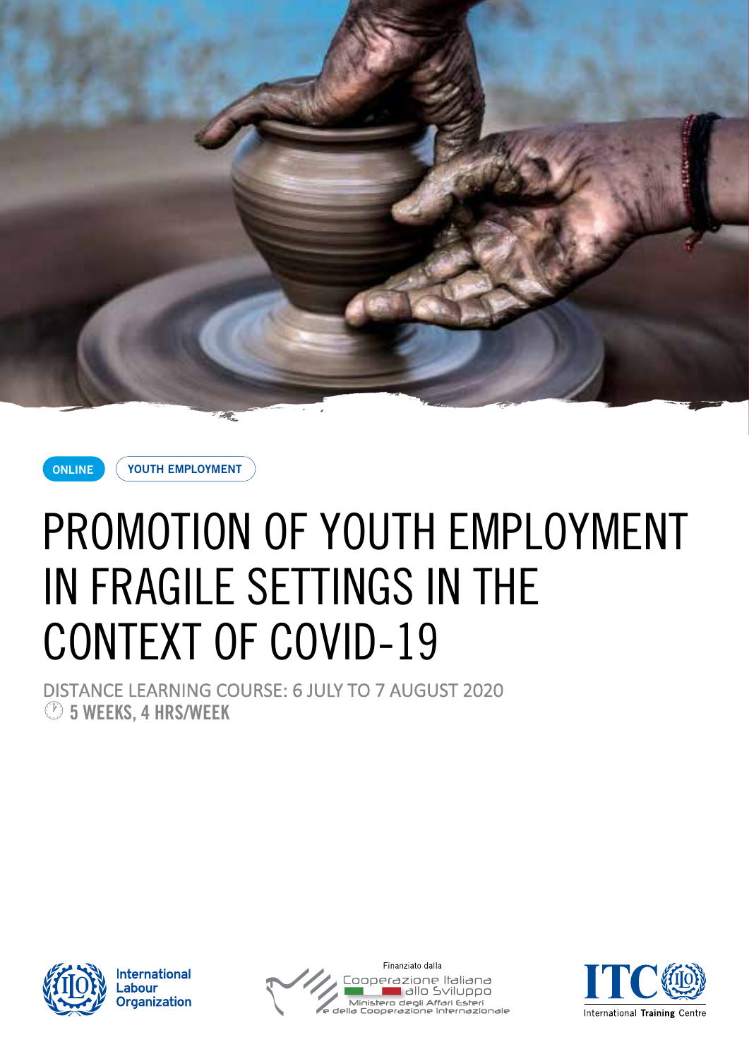ONLINE

YOUTH EMPLOYMENT

# PROMOTION OF YOUTH EMPLOYMENT IN FRAGILE SETTINGS IN THE CONTEXT OF COVID-19

DISTANCE LEARNING COURSE: 6 JULY TO 7 AUGUST 2020

**5 WEEKS, 4 HRS/WEEK**

International Labour Organization

Finanziato dalla Cooperazione Italiana allo Sviluppo
Ministero degli Affari Esteri e della Cooperazione Internazionale

ITC ILO International Training Centre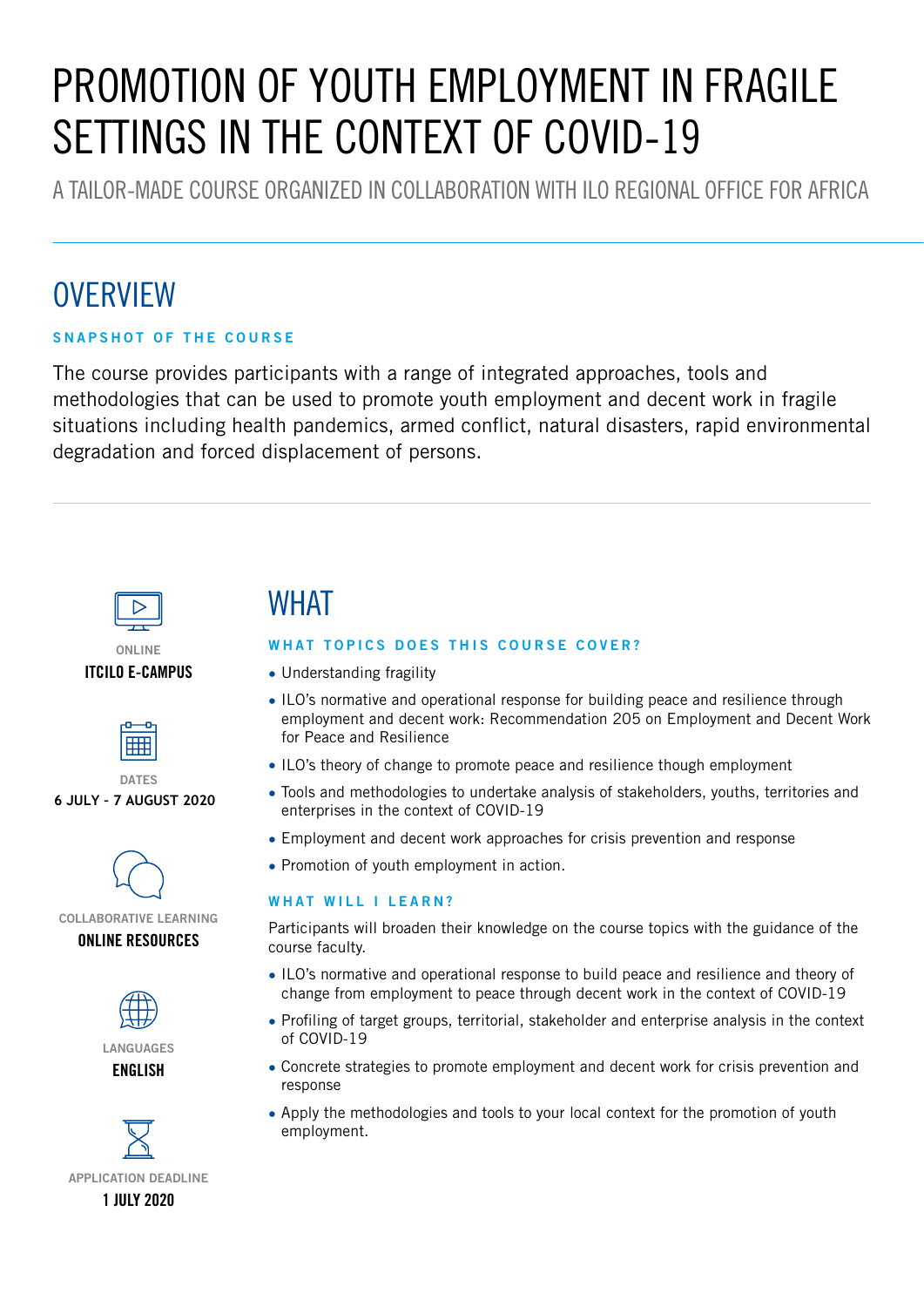# PROMOTION OF YOUTH EMPLOYMENT IN FRAGILE SETTINGS IN THE CONTEXT OF COVID-19

A TAILOR-MADE COURSE ORGANIZED IN COLLABORATION WITH ILO REGIONAL OFFICE FOR AFRICA

## OVERVIEW

### SNAPSHOT OF THE COURSE

The course provides participants with a range of integrated approaches, tools and methodologies that can be used to promote youth employment and decent work in fragile situations including health pandemics, armed conflict, natural disasters, rapid environmental degradation and forced displacement of persons.

ONLINE
**ITCILO E-CAMPUS**

DATES
**6 JULY - 7 AUGUST 2020**

COLLABORATIVE LEARNING
**ONLINE RESOURCES**

LANGUAGES
**ENGLISH**

APPLICATION DEADLINE
**1 JULY 2020**

## WHAT

### WHAT TOPICS DOES THIS COURSE COVER?

- Understanding fragility
- ILO's normative and operational response for building peace and resilience through employment and decent work: Recommendation 205 on Employment and Decent Work for Peace and Resilience
- ILO's theory of change to promote peace and resilience though employment
- Tools and methodologies to undertake analysis of stakeholders, youths, territories and enterprises in the context of COVID-19
- Employment and decent work approaches for crisis prevention and response
- Promotion of youth employment in action.

### WHAT WILL I LEARN?

Participants will broaden their knowledge on the course topics with the guidance of the course faculty.

- ILO's normative and operational response to build peace and resilience and theory of change from employment to peace through decent work in the context of COVID-19
- Profiling of target groups, territorial, stakeholder and enterprise analysis in the context of COVID-19
- Concrete strategies to promote employment and decent work for crisis prevention and response
- Apply the methodologies and tools to your local context for the promotion of youth employment.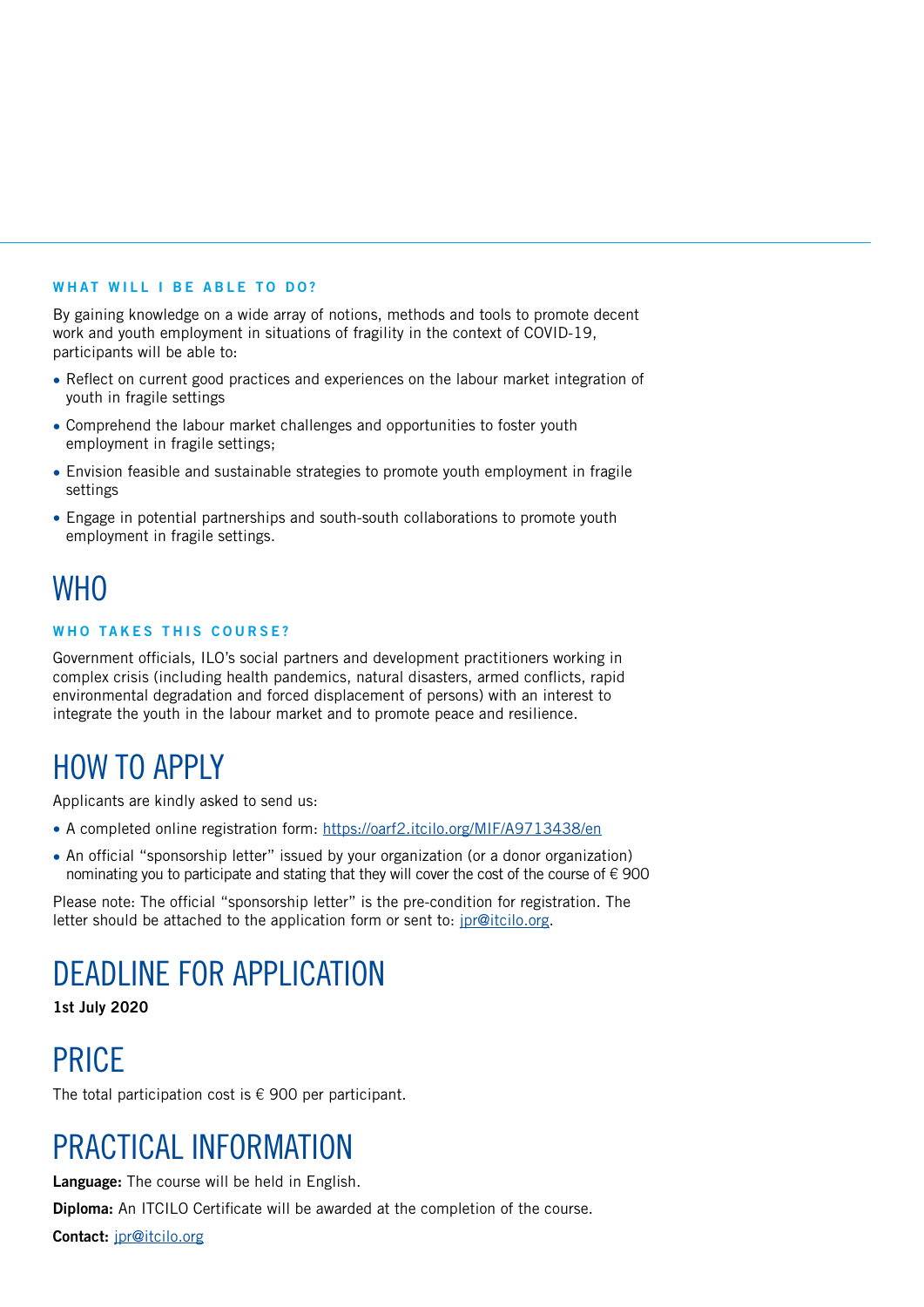### WHAT WILL I BE ABLE TO DO?

By gaining knowledge on a wide array of notions, methods and tools to promote decent work and youth employment in situations of fragility in the context of COVID-19, participants will be able to:

- Reflect on current good practices and experiences on the labour market integration of youth in fragile settings
- Comprehend the labour market challenges and opportunities to foster youth employment in fragile settings;
- Envision feasible and sustainable strategies to promote youth employment in fragile settings
- Engage in potential partnerships and south-south collaborations to promote youth employment in fragile settings.

# WHO

### WHO TAKES THIS COURSE?

Government officials, ILO's social partners and development practitioners working in complex crisis (including health pandemics, natural disasters, armed conflicts, rapid environmental degradation and forced displacement of persons) with an interest to integrate the youth in the labour market and to promote peace and resilience.

# HOW TO APPLY

Applicants are kindly asked to send us:

- A completed online registration form: https://oarf2.itcilo.org/MIF/A9713438/en
- An official "sponsorship letter" issued by your organization (or a donor organization) nominating you to participate and stating that they will cover the cost of the course of € 900

Please note: The official "sponsorship letter" is the pre-condition for registration. The letter should be attached to the application form or sent to: jpr@itcilo.org.

# DEADLINE FOR APPLICATION

**1st July 2020**

# PRICE

The total participation cost is € 900 per participant.

# PRACTICAL INFORMATION

**Language:** The course will be held in English.

**Diploma:** An ITCILO Certificate will be awarded at the completion of the course.

**Contact:** jpr@itcilo.org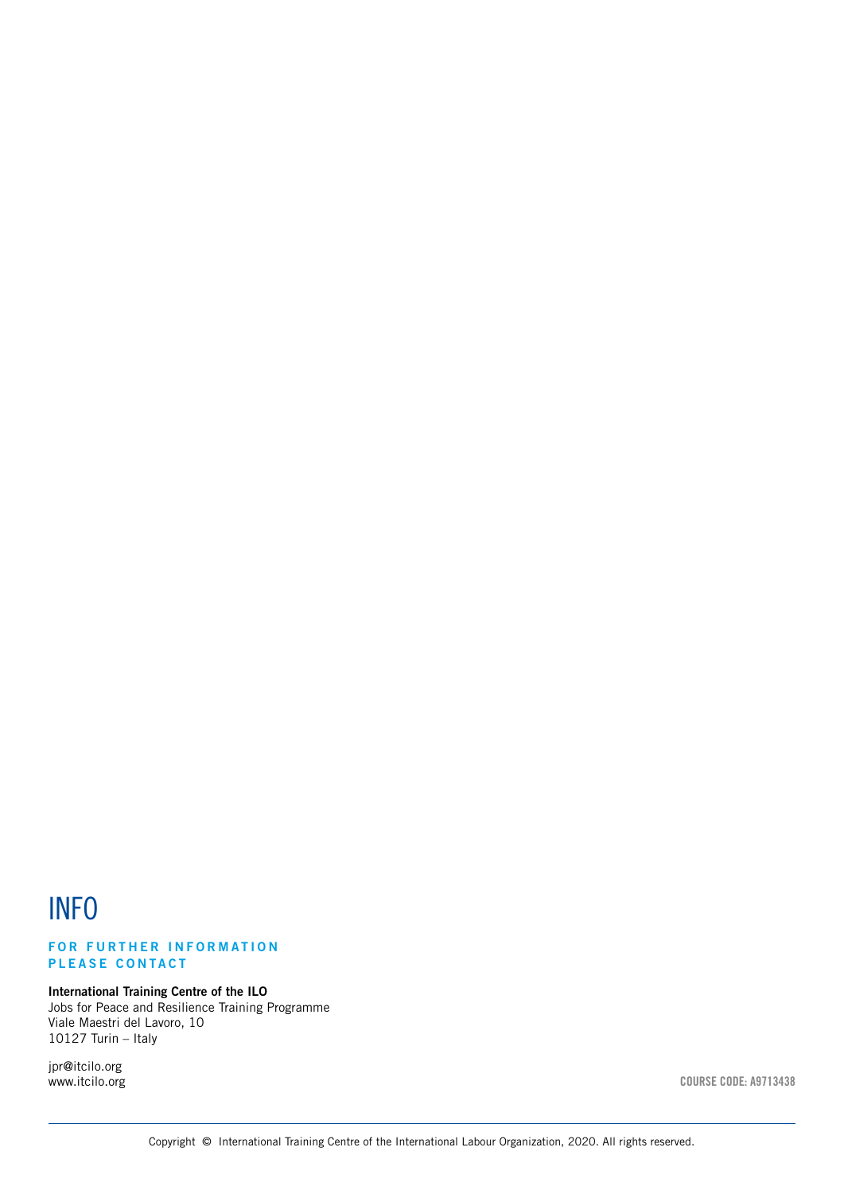# INFO

**FOR FURTHER INFORMATION PLEASE CONTACT**

**International Training Centre of the ILO**
Jobs for Peace and Resilience Training Programme
Viale Maestri del Lavoro, 10
10127 Turin – Italy

jpr@itcilo.org
www.itcilo.org

**COURSE CODE: A9713438**

Copyright © International Training Centre of the International Labour Organization, 2020. All rights reserved.